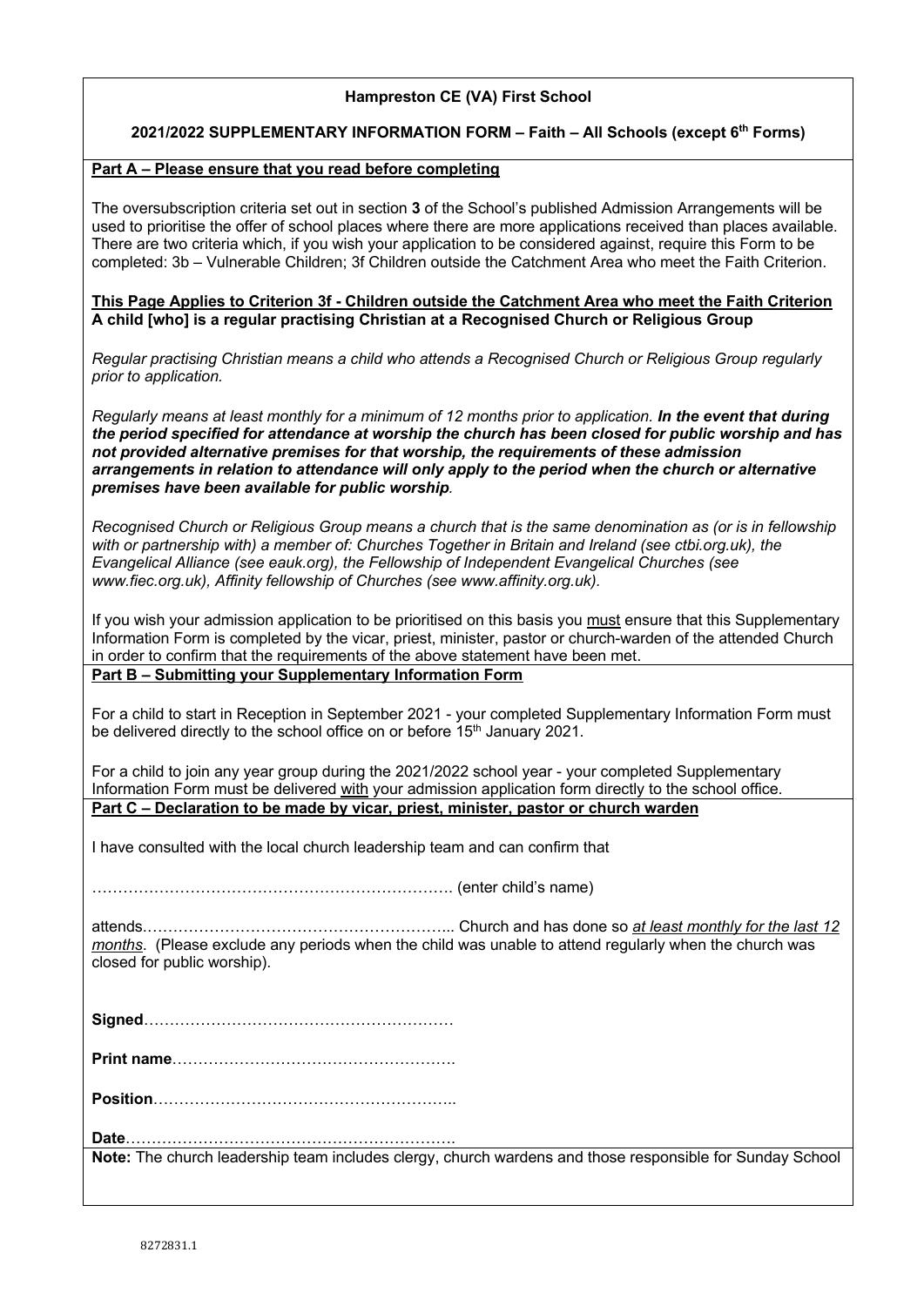**Hampreston CE (VA) First School**

**2021/2022 SUPPLEMENTARY INFORMATION FORM – Faith – All Schools (except 6th Forms)**

**Part A – Please ensure that you read before completing**

The oversubscription criteria set out in section **3** of the School's published Admission Arrangements will be used to prioritise the offer of school places where there are more applications received than places available. There are two criteria which, if you wish your application to be considered against, require this Form to be completed: 3b – Vulnerable Children; 3f Children outside the Catchment Area who meet the Faith Criterion.

**This Page Applies to Criterion 3f - Children outside the Catchment Area who meet the Faith Criterion**
**A child [who] is a regular practising Christian at a Recognised Church or Religious Group**

*Regular practising Christian means a child who attends a Recognised Church or Religious Group regularly prior to application.*

*Regularly means at least monthly for a minimum of 12 months prior to application.* ***In the event that during the period specified for attendance at worship the church has been closed for public worship and has not provided alternative premises for that worship, the requirements of these admission arrangements in relation to attendance will only apply to the period when the church or alternative premises have been available for public worship****.*

*Recognised Church or Religious Group means a church that is the same denomination as (or is in fellowship with or partnership with) a member of: Churches Together in Britain and Ireland (see ctbi.org.uk), the Evangelical Alliance (see eauk.org), the Fellowship of Independent Evangelical Churches (see www.fiec.org.uk), Affinity fellowship of Churches (see www.affinity.org.uk).*

If you wish your admission application to be prioritised on this basis you must ensure that this Supplementary Information Form is completed by the vicar, priest, minister, pastor or church-warden of the attended Church in order to confirm that the requirements of the above statement have been met.

**Part B – Submitting your Supplementary Information Form**

For a child to start in Reception in September 2021 - your completed Supplementary Information Form must be delivered directly to the school office on or before 15th January 2021.

For a child to join any year group during the 2021/2022 school year - your completed Supplementary Information Form must be delivered with your admission application form directly to the school office.

**Part C – Declaration to be made by vicar, priest, minister, pastor or church warden**

I have consulted with the local church leadership team and can confirm that

……………………………………………………………. (enter child's name)

attends…………………………………………………... Church and has done so *at least monthly for the last 12 months*. (Please exclude any periods when the child was unable to attend regularly when the church was closed for public worship).

**Signed**…………………………………………………

**Print name**……………………………………………….

**Position**…………………………………………………..

**Date**……………………………………………………….

**Note:** The church leadership team includes clergy, church wardens and those responsible for Sunday School

8272831.1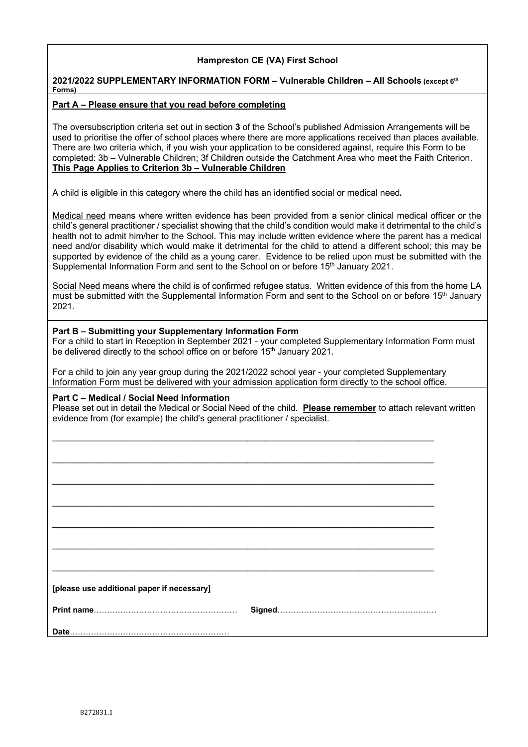**Hampreston CE (VA) First School**

**2021/2022 SUPPLEMENTARY INFORMATION FORM – Vulnerable Children – All Schools (except 6th Forms)**

**Part A – Please ensure that you read before completing**

The oversubscription criteria set out in section **3** of the School's published Admission Arrangements will be used to prioritise the offer of school places where there are more applications received than places available. There are two criteria which, if you wish your application to be considered against, require this Form to be completed: 3b – Vulnerable Children; 3f Children outside the Catchment Area who meet the Faith Criterion.
**This Page Applies to Criterion 3b – Vulnerable Children**

A child is eligible in this category where the child has an identified social or medical need.

Medical need means where written evidence has been provided from a senior clinical medical officer or the child's general practitioner / specialist showing that the child's condition would make it detrimental to the child's health not to admit him/her to the School. This may include written evidence where the parent has a medical need and/or disability which would make it detrimental for the child to attend a different school; this may be supported by evidence of the child as a young carer. Evidence to be relied upon must be submitted with the Supplemental Information Form and sent to the School on or before 15th January 2021.

Social Need means where the child is of confirmed refugee status. Written evidence of this from the home LA must be submitted with the Supplemental Information Form and sent to the School on or before 15th January 2021.

**Part B – Submitting your Supplementary Information Form**
For a child to start in Reception in September 2021 - your completed Supplementary Information Form must be delivered directly to the school office on or before 15th January 2021.

For a child to join any year group during the 2021/2022 school year - your completed Supplementary Information Form must be delivered with your admission application form directly to the school office.

**Part C – Medical / Social Need Information**
Please set out in detail the Medical or Social Need of the child. **Please remember** to attach relevant written evidence from (for example) the child's general practitioner / specialist.

\_\_\_\_\_\_\_\_\_\_\_\_\_\_\_\_\_\_\_\_\_\_\_\_\_\_\_\_\_\_\_\_\_\_\_\_\_\_\_\_\_\_\_\_\_\_\_\_\_\_\_\_\_\_\_\_\_\_\_\_\_\_\_\_\_\_\_\_\_\_\_\_

\_\_\_\_\_\_\_\_\_\_\_\_\_\_\_\_\_\_\_\_\_\_\_\_\_\_\_\_\_\_\_\_\_\_\_\_\_\_\_\_\_\_\_\_\_\_\_\_\_\_\_\_\_\_\_\_\_\_\_\_\_\_\_\_\_\_\_\_\_\_\_\_

\_\_\_\_\_\_\_\_\_\_\_\_\_\_\_\_\_\_\_\_\_\_\_\_\_\_\_\_\_\_\_\_\_\_\_\_\_\_\_\_\_\_\_\_\_\_\_\_\_\_\_\_\_\_\_\_\_\_\_\_\_\_\_\_\_\_\_\_\_\_\_\_

\_\_\_\_\_\_\_\_\_\_\_\_\_\_\_\_\_\_\_\_\_\_\_\_\_\_\_\_\_\_\_\_\_\_\_\_\_\_\_\_\_\_\_\_\_\_\_\_\_\_\_\_\_\_\_\_\_\_\_\_\_\_\_\_\_\_\_\_\_\_\_\_

\_\_\_\_\_\_\_\_\_\_\_\_\_\_\_\_\_\_\_\_\_\_\_\_\_\_\_\_\_\_\_\_\_\_\_\_\_\_\_\_\_\_\_\_\_\_\_\_\_\_\_\_\_\_\_\_\_\_\_\_\_\_\_\_\_\_\_\_\_\_\_\_

\_\_\_\_\_\_\_\_\_\_\_\_\_\_\_\_\_\_\_\_\_\_\_\_\_\_\_\_\_\_\_\_\_\_\_\_\_\_\_\_\_\_\_\_\_\_\_\_\_\_\_\_\_\_\_\_\_\_\_\_\_\_\_\_\_\_\_\_\_\_\_\_

\_\_\_\_\_\_\_\_\_\_\_\_\_\_\_\_\_\_\_\_\_\_\_\_\_\_\_\_\_\_\_\_\_\_\_\_\_\_\_\_\_\_\_\_\_\_\_\_\_\_\_\_\_\_\_\_\_\_\_\_\_\_\_\_\_\_\_\_\_\_\_\_

**[please use additional paper if necessary]**

**Print name**……………………………………………… **Signed**……………………………………………………

**Date**……………………………………………………

8272831.1